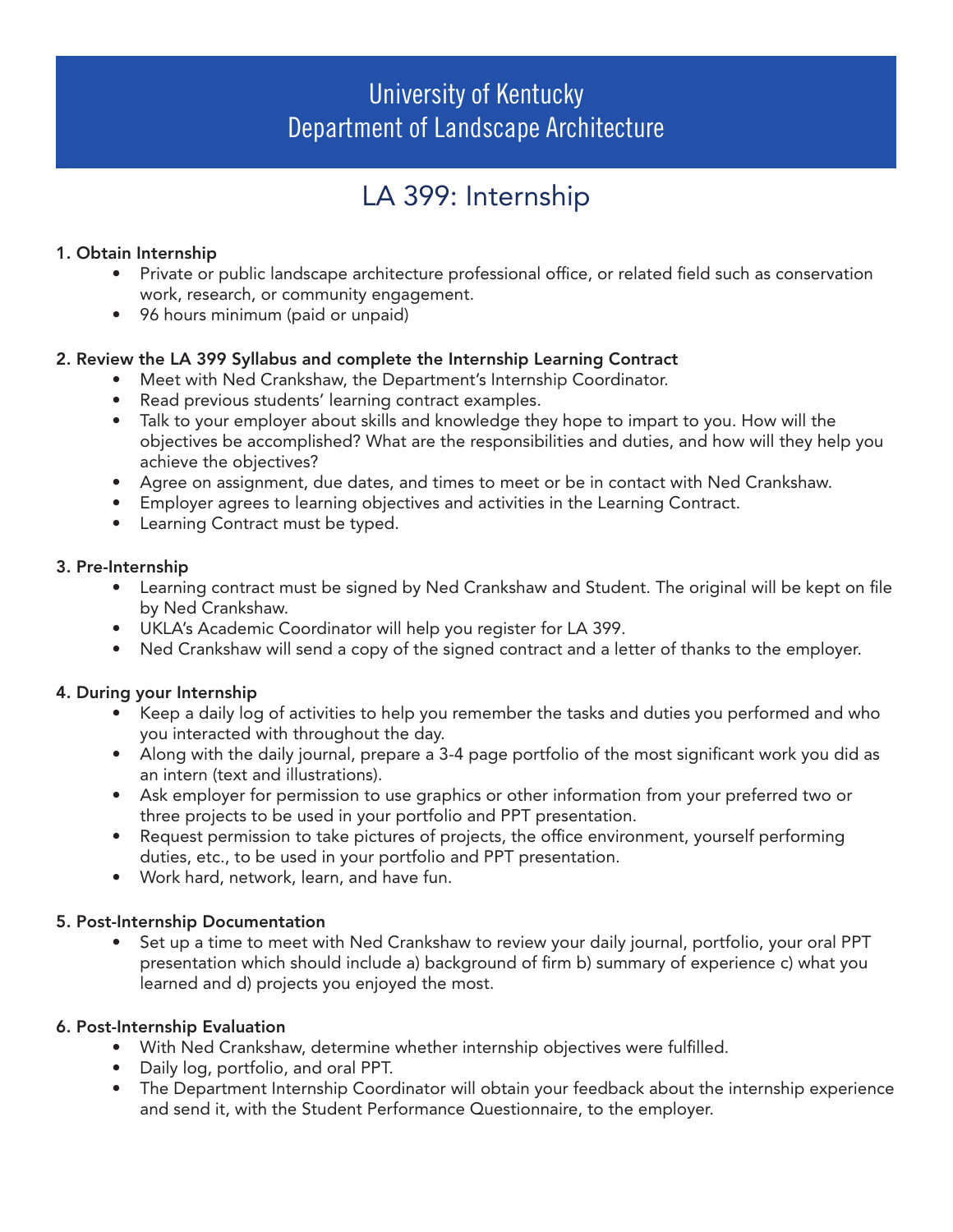# University of Kentucky
# Department of Landscape Architecture

## LA 399: Internship

**1. Obtain Internship**

- Private or public landscape architecture professional office, or related field such as conservation work, research, or community engagement.
- 96 hours minimum (paid or unpaid)

**2. Review the LA 399 Syllabus and complete the Internship Learning Contract**

- Meet with Ned Crankshaw, the Department's Internship Coordinator.
- Read previous students' learning contract examples.
- Talk to your employer about skills and knowledge they hope to impart to you. How will the objectives be accomplished? What are the responsibilities and duties, and how will they help you achieve the objectives?
- Agree on assignment, due dates, and times to meet or be in contact with Ned Crankshaw.
- Employer agrees to learning objectives and activities in the Learning Contract.
- Learning Contract must be typed.

**3. Pre-Internship**

- Learning contract must be signed by Ned Crankshaw and Student. The original will be kept on file by Ned Crankshaw.
- UKLA's Academic Coordinator will help you register for LA 399.
- Ned Crankshaw will send a copy of the signed contract and a letter of thanks to the employer.

**4. During your Internship**

- Keep a daily log of activities to help you remember the tasks and duties you performed and who you interacted with throughout the day.
- Along with the daily journal, prepare a 3-4 page portfolio of the most significant work you did as an intern (text and illustrations).
- Ask employer for permission to use graphics or other information from your preferred two or three projects to be used in your portfolio and PPT presentation.
- Request permission to take pictures of projects, the office environment, yourself performing duties, etc., to be used in your portfolio and PPT presentation.
- Work hard, network, learn, and have fun.

**5. Post-Internship Documentation**

- Set up a time to meet with Ned Crankshaw to review your daily journal, portfolio, your oral PPT presentation which should include a) background of firm b) summary of experience c) what you learned and d) projects you enjoyed the most.

**6. Post-Internship Evaluation**

- With Ned Crankshaw, determine whether internship objectives were fulfilled.
- Daily log, portfolio, and oral PPT.
- The Department Internship Coordinator will obtain your feedback about the internship experience and send it, with the Student Performance Questionnaire, to the employer.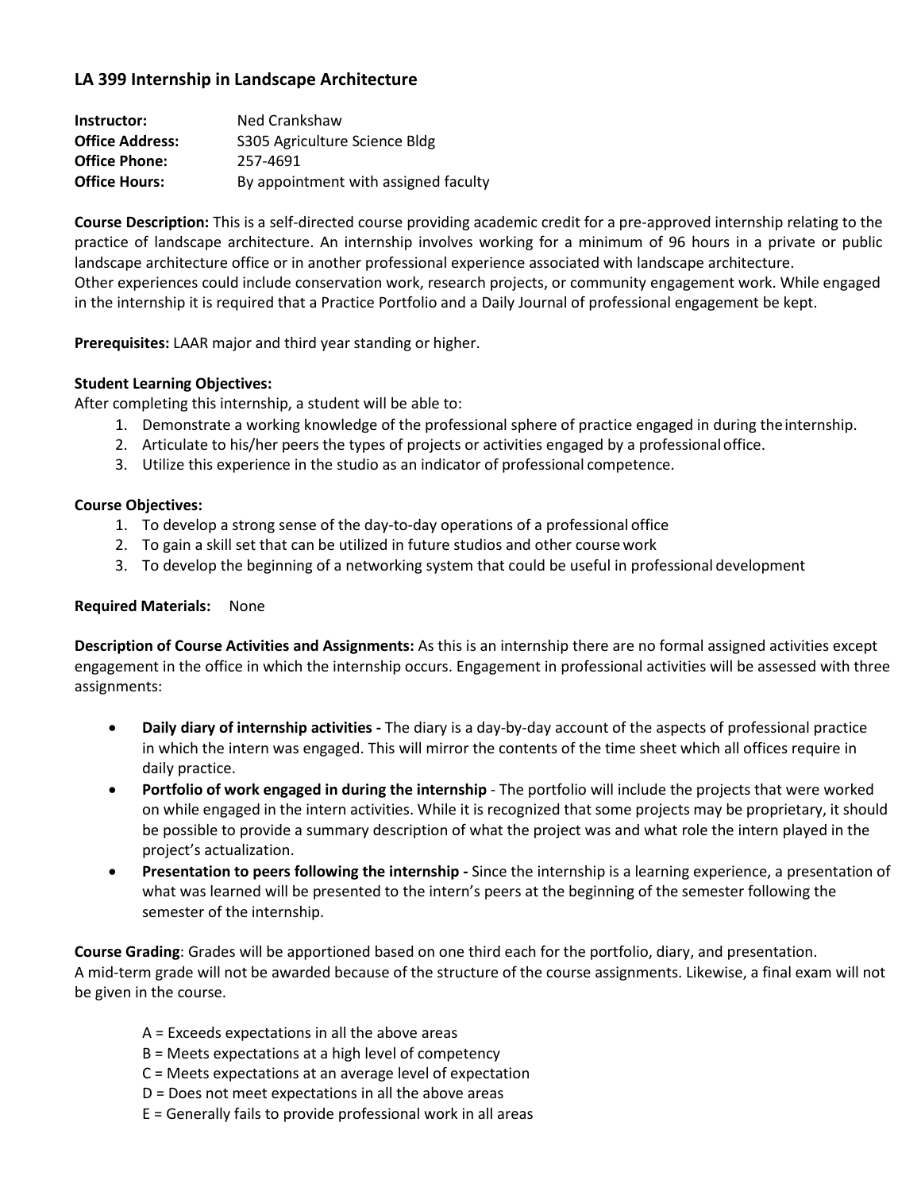## LA 399 Internship in Landscape Architecture

| | |
|---|---|
| **Instructor:** | Ned Crankshaw |
| **Office Address:** | S305 Agriculture Science Bldg |
| **Office Phone:** | 257-4691 |
| **Office Hours:** | By appointment with assigned faculty |

**Course Description:** This is a self-directed course providing academic credit for a pre-approved internship relating to the practice of landscape architecture. An internship involves working for a minimum of 96 hours in a private or public landscape architecture office or in another professional experience associated with landscape architecture.
Other experiences could include conservation work, research projects, or community engagement work. While engaged in the internship it is required that a Practice Portfolio and a Daily Journal of professional engagement be kept.

**Prerequisites:** LAAR major and third year standing or higher.

**Student Learning Objectives:**
After completing this internship, a student will be able to:

1. Demonstrate a working knowledge of the professional sphere of practice engaged in during the internship.
2. Articulate to his/her peers the types of projects or activities engaged by a professional office.
3. Utilize this experience in the studio as an indicator of professional competence.

**Course Objectives:**

1. To develop a strong sense of the day-to-day operations of a professional office
2. To gain a skill set that can be utilized in future studios and other course work
3. To develop the beginning of a networking system that could be useful in professional development

**Required Materials:** None

**Description of Course Activities and Assignments:** As this is an internship there are no formal assigned activities except engagement in the office in which the internship occurs. Engagement in professional activities will be assessed with three assignments:

- **Daily diary of internship activities -** The diary is a day-by-day account of the aspects of professional practice in which the intern was engaged. This will mirror the contents of the time sheet which all offices require in daily practice.
- **Portfolio of work engaged in during the internship** - The portfolio will include the projects that were worked on while engaged in the intern activities. While it is recognized that some projects may be proprietary, it should be possible to provide a summary description of what the project was and what role the intern played in the project's actualization.
- **Presentation to peers following the internship -** Since the internship is a learning experience, a presentation of what was learned will be presented to the intern's peers at the beginning of the semester following the semester of the internship.

**Course Grading**: Grades will be apportioned based on one third each for the portfolio, diary, and presentation.
A mid-term grade will not be awarded because of the structure of the course assignments. Likewise, a final exam will not be given in the course.

A = Exceeds expectations in all the above areas
B = Meets expectations at a high level of competency
C = Meets expectations at an average level of expectation
D = Does not meet expectations in all the above areas
E = Generally fails to provide professional work in all areas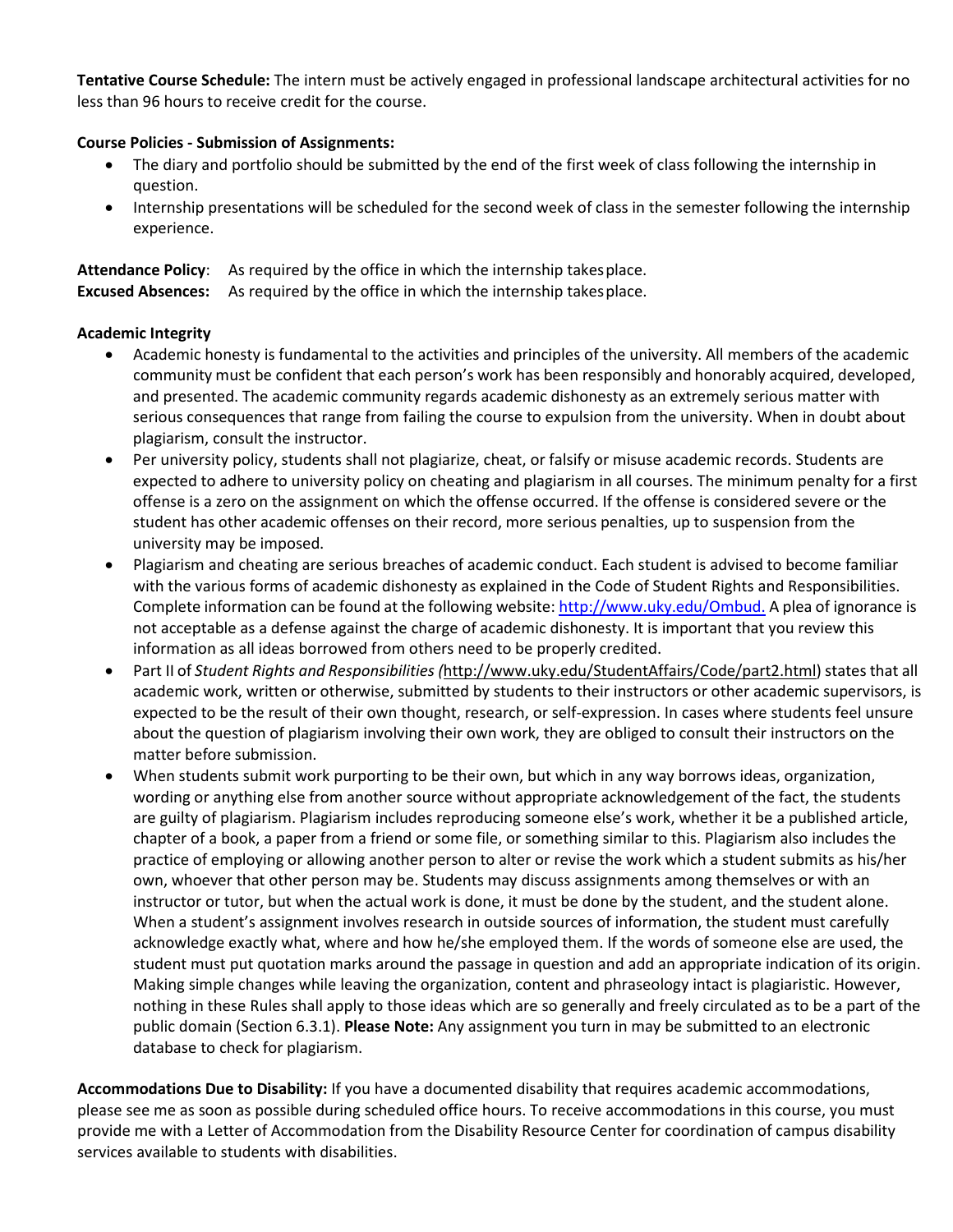**Tentative Course Schedule:** The intern must be actively engaged in professional landscape architectural activities for no less than 96 hours to receive credit for the course.

**Course Policies - Submission of Assignments:**

- The diary and portfolio should be submitted by the end of the first week of class following the internship in question.
- Internship presentations will be scheduled for the second week of class in the semester following the internship experience.

**Attendance Policy**: As required by the office in which the internship takes place.
**Excused Absences:** As required by the office in which the internship takes place.

**Academic Integrity**

- Academic honesty is fundamental to the activities and principles of the university. All members of the academic community must be confident that each person's work has been responsibly and honorably acquired, developed, and presented. The academic community regards academic dishonesty as an extremely serious matter with serious consequences that range from failing the course to expulsion from the university. When in doubt about plagiarism, consult the instructor.
- Per university policy, students shall not plagiarize, cheat, or falsify or misuse academic records. Students are expected to adhere to university policy on cheating and plagiarism in all courses. The minimum penalty for a first offense is a zero on the assignment on which the offense occurred. If the offense is considered severe or the student has other academic offenses on their record, more serious penalties, up to suspension from the university may be imposed.
- Plagiarism and cheating are serious breaches of academic conduct. Each student is advised to become familiar with the various forms of academic dishonesty as explained in the Code of Student Rights and Responsibilities. Complete information can be found at the following website: [http://www.uky.edu/Ombud.](http://www.uky.edu/Ombud) A plea of ignorance is not acceptable as a defense against the charge of academic dishonesty. It is important that you review this information as all ideas borrowed from others need to be properly credited.
- Part II of *Student Rights and Responsibilities (*http://www.uky.edu/StudentAffairs/Code/part2.html) states that all academic work, written or otherwise, submitted by students to their instructors or other academic supervisors, is expected to be the result of their own thought, research, or self-expression. In cases where students feel unsure about the question of plagiarism involving their own work, they are obliged to consult their instructors on the matter before submission.
- When students submit work purporting to be their own, but which in any way borrows ideas, organization, wording or anything else from another source without appropriate acknowledgement of the fact, the students are guilty of plagiarism. Plagiarism includes reproducing someone else's work, whether it be a published article, chapter of a book, a paper from a friend or some file, or something similar to this. Plagiarism also includes the practice of employing or allowing another person to alter or revise the work which a student submits as his/her own, whoever that other person may be. Students may discuss assignments among themselves or with an instructor or tutor, but when the actual work is done, it must be done by the student, and the student alone. When a student's assignment involves research in outside sources of information, the student must carefully acknowledge exactly what, where and how he/she employed them. If the words of someone else are used, the student must put quotation marks around the passage in question and add an appropriate indication of its origin. Making simple changes while leaving the organization, content and phraseology intact is plagiaristic. However, nothing in these Rules shall apply to those ideas which are so generally and freely circulated as to be a part of the public domain (Section 6.3.1). **Please Note:** Any assignment you turn in may be submitted to an electronic database to check for plagiarism.

**Accommodations Due to Disability:** If you have a documented disability that requires academic accommodations, please see me as soon as possible during scheduled office hours. To receive accommodations in this course, you must provide me with a Letter of Accommodation from the Disability Resource Center for coordination of campus disability services available to students with disabilities.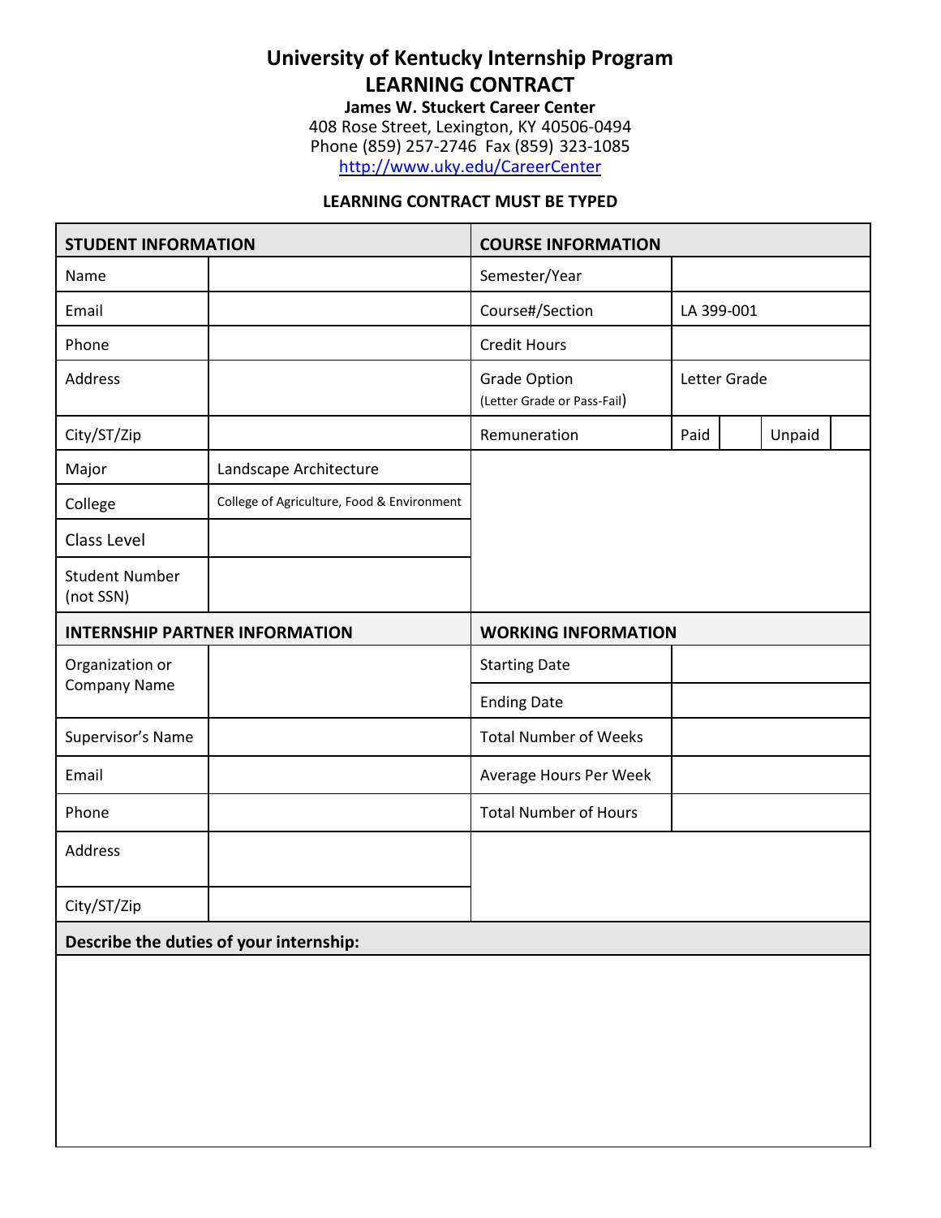# University of Kentucky Internship Program

## LEARNING CONTRACT

**James W. Stuckert Career Center**
408 Rose Street, Lexington, KY 40506-0494
Phone (859) 257-2746 Fax (859) 323-1085
http://www.uky.edu/CareerCenter

**LEARNING CONTRACT MUST BE TYPED**

| **STUDENT INFORMATION** | | **COURSE INFORMATION** | | | | |
|---|---|---|---|---|---|---|
| Name | | Semester/Year | | | | |
| Email | | Course#/Section | LA 399-001 | | | |
| Phone | | Credit Hours | | | | |
| Address | | Grade Option (Letter Grade or Pass-Fail) | Letter Grade | | | |
| City/ST/Zip | | Remuneration | Paid | | Unpaid | |
| Major | Landscape Architecture | | | | | |
| College | College of Agriculture, Food & Environment | | | | | |
| Class Level | | | | | | |
| Student Number (not SSN) | | | | | | |

| **INTERNSHIP PARTNER INFORMATION** | | **WORKING INFORMATION** | |
|---|---|---|---|
| Organization or Company Name | | Starting Date | |
| | | Ending Date | |
| Supervisor's Name | | Total Number of Weeks | |
| Email | | Average Hours Per Week | |
| Phone | | Total Number of Hours | |
| Address | | | |
| City/ST/Zip | | | |

| **Describe the duties of your internship:** |
|---|
| |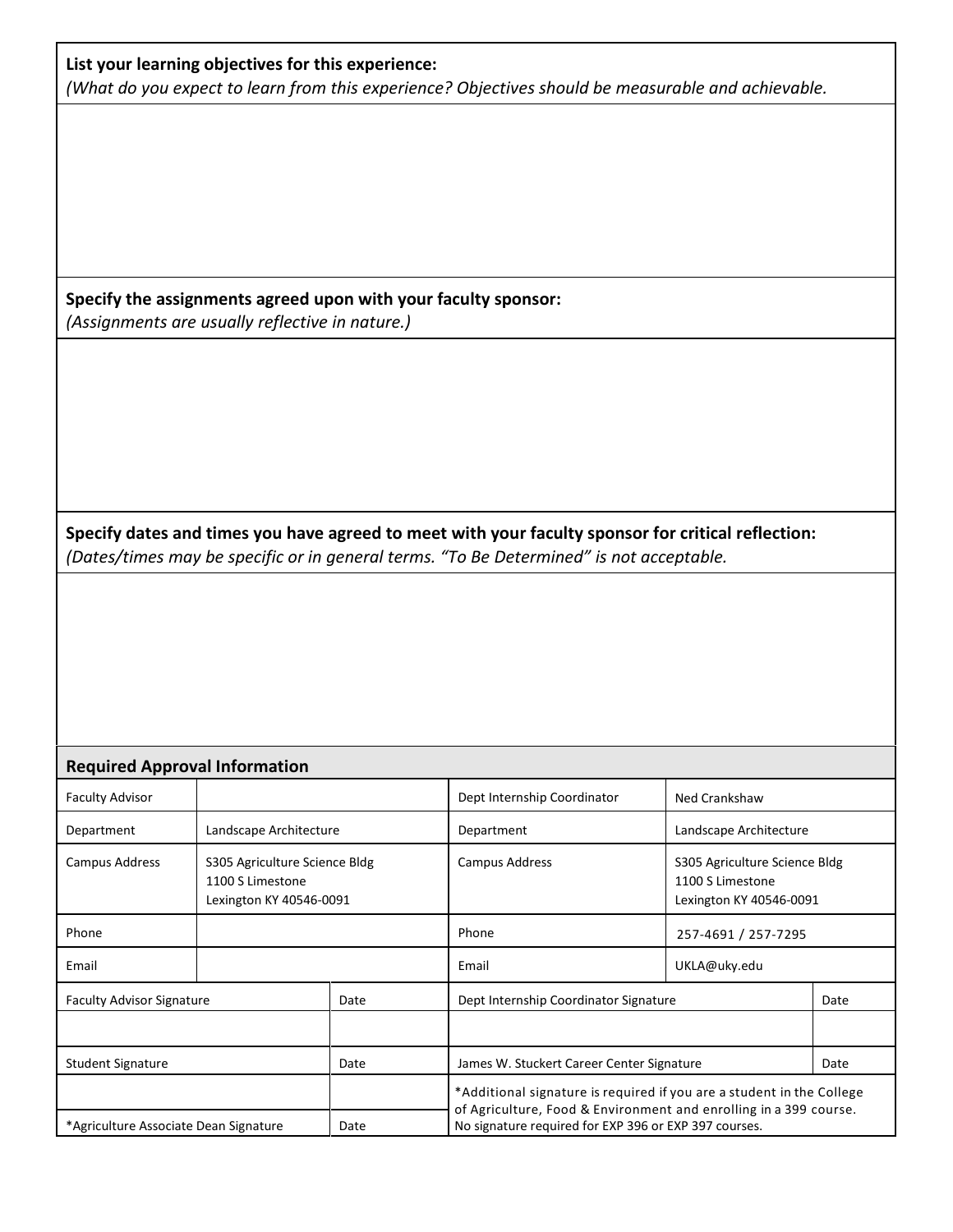**List your learning objectives for this experience:**
*(What do you expect to learn from this experience? Objectives should be measurable and achievable.*

**Specify the assignments agreed upon with your faculty sponsor:**
*(Assignments are usually reflective in nature.)*

**Specify dates and times you have agreed to meet with your faculty sponsor for critical reflection:**
*(Dates/times may be specific or in general terms. "To Be Determined" is not acceptable.*

## Required Approval Information

| | | | |
|---|---|---|---|
| Faculty Advisor | | Dept Internship Coordinator | Ned Crankshaw |
| Department | Landscape Architecture | Department | Landscape Architecture |
| Campus Address | S305 Agriculture Science Bldg<br>1100 S Limestone<br>Lexington KY 40546-0091 | Campus Address | S305 Agriculture Science Bldg<br>1100 S Limestone<br>Lexington KY 40546-0091 |
| Phone | | Phone | 257-4691 / 257-7295 |
| Email | | Email | UKLA@uky.edu |

| | | | |
|---|---|---|---|
| Faculty Advisor Signature | Date | Dept Internship Coordinator Signature | Date |
| | | | |
| Student Signature | Date | James W. Stuckert Career Center Signature | Date |
| | | \*Additional signature is required if you are a student in the College of Agriculture, Food & Environment and enrolling in a 399 course. No signature required for EXP 396 or EXP 397 courses. | |
| \*Agriculture Associate Dean Signature | Date | | |